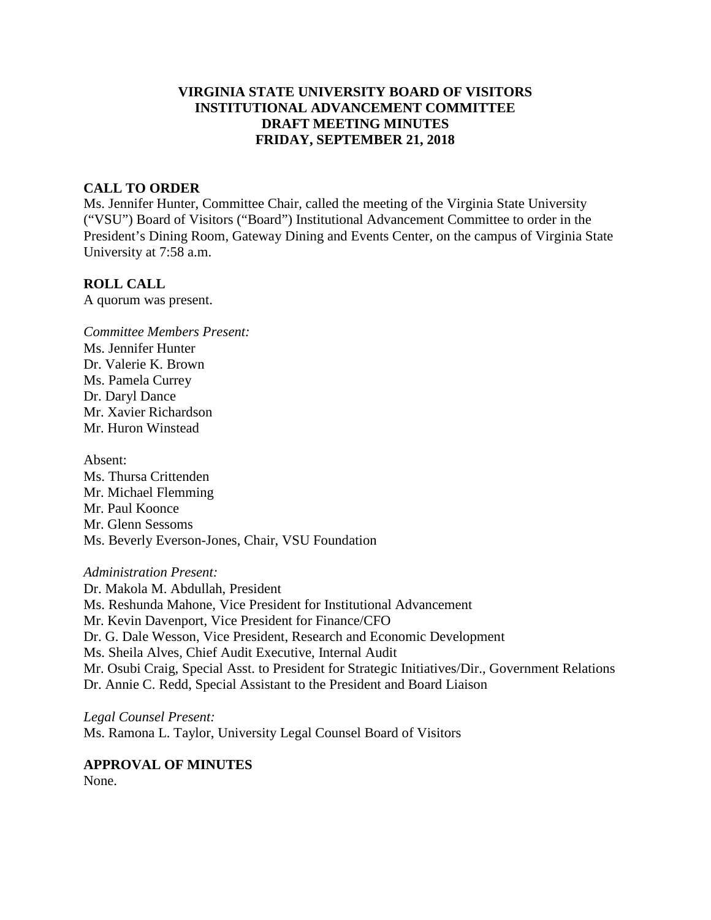# VIRGINIA STATE UNIVERSITY BOARD OF VISITORS
# INSTITUTIONAL ADVANCEMENT COMMITTEE
# DRAFT MEETING MINUTES
# FRIDAY, SEPTEMBER 21, 2018

## CALL TO ORDER

Ms. Jennifer Hunter, Committee Chair, called the meeting of the Virginia State University ("VSU") Board of Visitors ("Board") Institutional Advancement Committee to order in the President's Dining Room, Gateway Dining and Events Center, on the campus of Virginia State University at 7:58 a.m.

## ROLL CALL

A quorum was present.

*Committee Members Present:*
Ms. Jennifer Hunter
Dr. Valerie K. Brown
Ms. Pamela Currey
Dr. Daryl Dance
Mr. Xavier Richardson
Mr. Huron Winstead

Absent:
Ms. Thursa Crittenden
Mr. Michael Flemming
Mr. Paul Koonce
Mr. Glenn Sessoms
Ms. Beverly Everson-Jones, Chair, VSU Foundation

*Administration Present:*
Dr. Makola M. Abdullah, President
Ms. Reshunda Mahone, Vice President for Institutional Advancement
Mr. Kevin Davenport, Vice President for Finance/CFO
Dr. G. Dale Wesson, Vice President, Research and Economic Development
Ms. Sheila Alves, Chief Audit Executive, Internal Audit
Mr. Osubi Craig, Special Asst. to President for Strategic Initiatives/Dir., Government Relations
Dr. Annie C. Redd, Special Assistant to the President and Board Liaison

*Legal Counsel Present:*
Ms. Ramona L. Taylor, University Legal Counsel Board of Visitors

## APPROVAL OF MINUTES

None.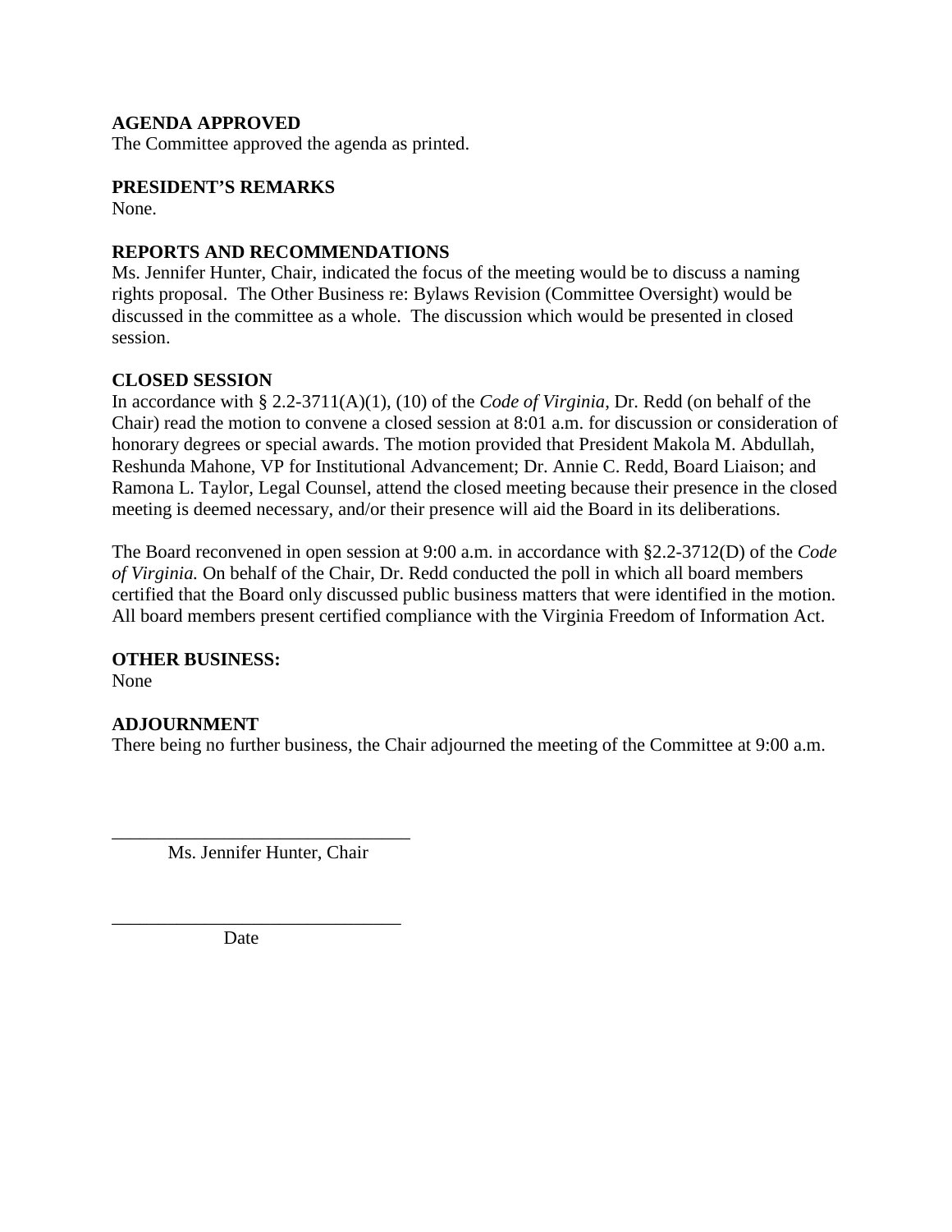**AGENDA APPROVED**
The Committee approved the agenda as printed.

**PRESIDENT'S REMARKS**
None.

**REPORTS AND RECOMMENDATIONS**
Ms. Jennifer Hunter, Chair, indicated the focus of the meeting would be to discuss a naming rights proposal. The Other Business re: Bylaws Revision (Committee Oversight) would be discussed in the committee as a whole. The discussion which would be presented in closed session.

**CLOSED SESSION**
In accordance with § 2.2-3711(A)(1), (10) of the *Code of Virginia,* Dr. Redd (on behalf of the Chair) read the motion to convene a closed session at 8:01 a.m. for discussion or consideration of honorary degrees or special awards. The motion provided that President Makola M. Abdullah, Reshunda Mahone, VP for Institutional Advancement; Dr. Annie C. Redd, Board Liaison; and Ramona L. Taylor, Legal Counsel, attend the closed meeting because their presence in the closed meeting is deemed necessary, and/or their presence will aid the Board in its deliberations.

The Board reconvened in open session at 9:00 a.m. in accordance with §2.2-3712(D) of the *Code of Virginia.* On behalf of the Chair, Dr. Redd conducted the poll in which all board members certified that the Board only discussed public business matters that were identified in the motion. All board members present certified compliance with the Virginia Freedom of Information Act.

**OTHER BUSINESS:**
None

**ADJOURNMENT**
There being no further business, the Chair adjourned the meeting of the Committee at 9:00 a.m.

\_\_\_\_\_\_\_\_\_\_\_\_\_\_\_\_\_\_\_\_\_\_\_\_\_\_\_\_\_\_\_\_
Ms. Jennifer Hunter, Chair

\_\_\_\_\_\_\_\_\_\_\_\_\_\_\_\_\_\_\_\_\_\_\_\_\_\_\_\_\_\_\_\_
Date